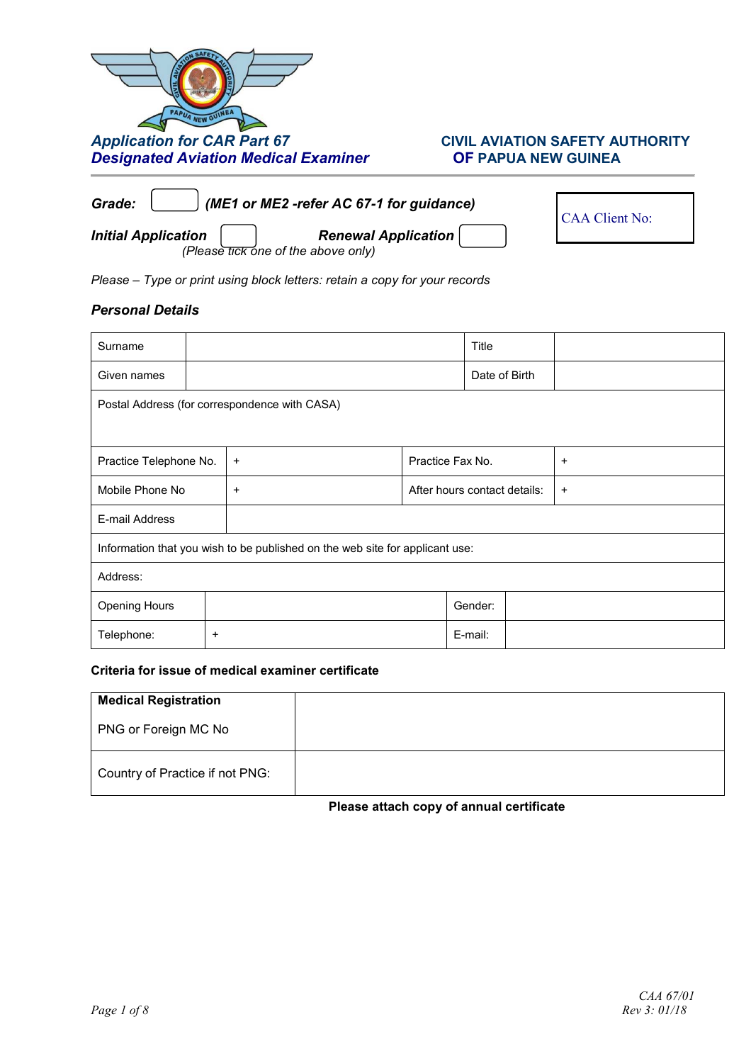# *Application for CAR Part 67*
# *Designated Aviation Medical Examiner*

**CIVIL AVIATION SAFETY AUTHORITY OF PAPUA NEW GUINEA**

***Grade:*** ☐ ***(ME1 or ME2 -refer AC 67-1 for guidance)***

CAA Client No:

***Initial Application*** ☐ ***Renewal Application*** ☐
*(Please tick one of the above only)*

*Please – Type or print using block letters: retain a copy for your records*

### *Personal Details*

| Surname | | Title | |
|---|---|---|---|
| Given names | | Date of Birth | |
| Postal Address (for correspondence with CASA) | | | |
| Practice Telephone No. | + | Practice Fax No. | + |
| Mobile Phone No | + | After hours contact details: | + |
| E-mail Address | | | |
| Information that you wish to be published on the web site for applicant use: | | | |
| Address: | | | |
| Opening Hours | | Gender: | |
| Telephone: | + | E-mail: | |

**Criteria for issue of medical examiner certificate**

| **Medical Registration**<br>PNG or Foreign MC No | |
|---|---|
| Country of Practice if not PNG: | |

**Please attach copy of annual certificate**

CAA 67/01
Rev 3: 01/18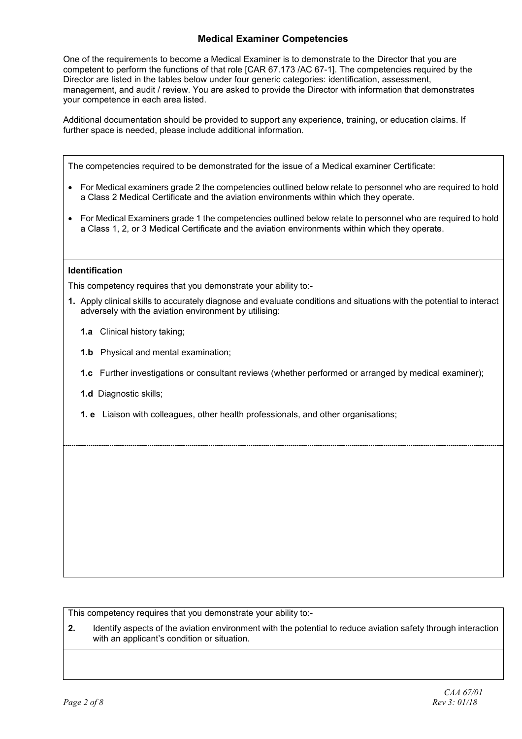## Medical Examiner Competencies

One of the requirements to become a Medical Examiner is to demonstrate to the Director that you are competent to perform the functions of that role [CAR 67.173 /AC 67-1]. The competencies required by the Director are listed in the tables below under four generic categories: identification, assessment, management, and audit / review. You are asked to provide the Director with information that demonstrates your competence in each area listed.

Additional documentation should be provided to support any experience, training, or education claims. If further space is needed, please include additional information.

The competencies required to be demonstrated for the issue of a Medical examiner Certificate:

- For Medical examiners grade 2 the competencies outlined below relate to personnel who are required to hold a Class 2 Medical Certificate and the aviation environments within which they operate.
- For Medical Examiners grade 1 the competencies outlined below relate to personnel who are required to hold a Class 1, 2, or 3 Medical Certificate and the aviation environments within which they operate.

**Identification**

This competency requires that you demonstrate your ability to:-

**1.** Apply clinical skills to accurately diagnose and evaluate conditions and situations with the potential to interact adversely with the aviation environment by utilising:

**1.a** Clinical history taking;

**1.b** Physical and mental examination;

**1.c** Further investigations or consultant reviews (whether performed or arranged by medical examiner);

**1.d** Diagnostic skills;

**1. e** Liaison with colleagues, other health professionals, and other organisations;

This competency requires that you demonstrate your ability to:-

**2.** Identify aspects of the aviation environment with the potential to reduce aviation safety through interaction with an applicant's condition or situation.

CAA 67/01
Rev 3: 01/18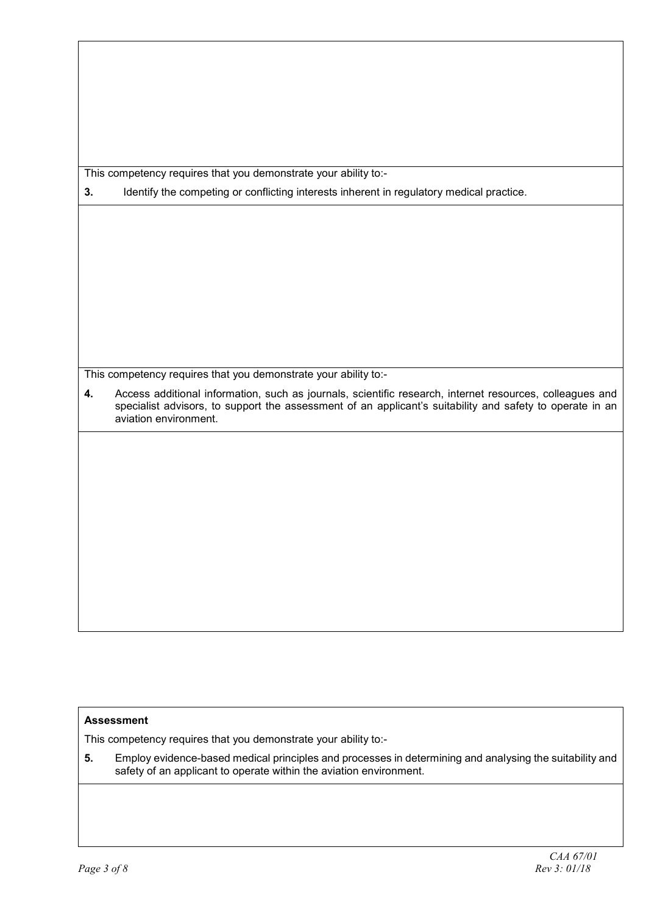This competency requires that you demonstrate your ability to:-

**3.** Identify the competing or conflicting interests inherent in regulatory medical practice.

This competency requires that you demonstrate your ability to:-

**4.** Access additional information, such as journals, scientific research, internet resources, colleagues and specialist advisors, to support the assessment of an applicant's suitability and safety to operate in an aviation environment.

**Assessment**

This competency requires that you demonstrate your ability to:-

**5.** Employ evidence-based medical principles and processes in determining and analysing the suitability and safety of an applicant to operate within the aviation environment.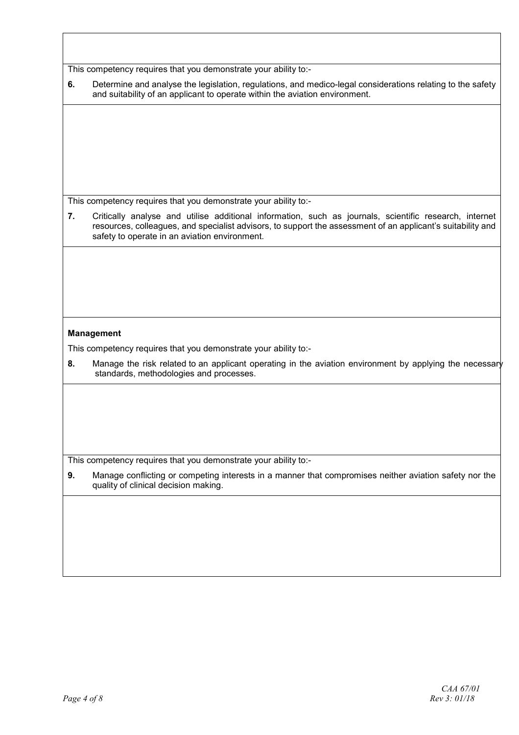This competency requires that you demonstrate your ability to:-

**6.** Determine and analyse the legislation, regulations, and medico-legal considerations relating to the safety and suitability of an applicant to operate within the aviation environment.

This competency requires that you demonstrate your ability to:-

**7.** Critically analyse and utilise additional information, such as journals, scientific research, internet resources, colleagues, and specialist advisors, to support the assessment of an applicant's suitability and safety to operate in an aviation environment.

**Management**

This competency requires that you demonstrate your ability to:-

**8.** Manage the risk related to an applicant operating in the aviation environment by applying the necessary standards, methodologies and processes.

This competency requires that you demonstrate your ability to:-

**9.** Manage conflicting or competing interests in a manner that compromises neither aviation safety nor the quality of clinical decision making.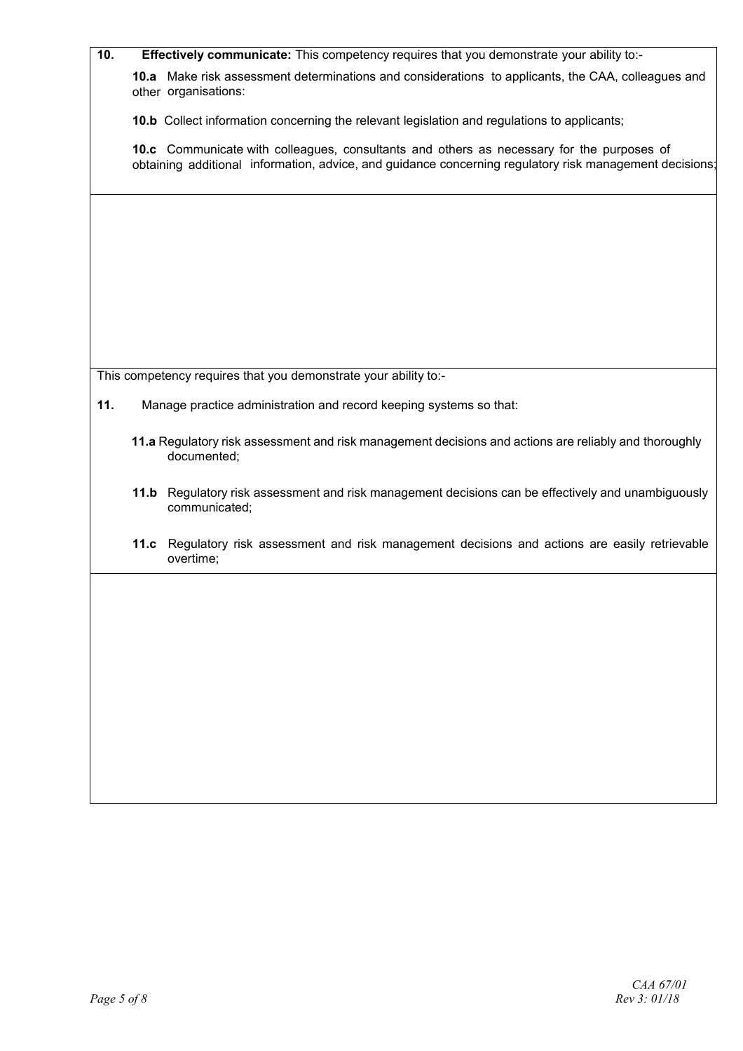**10. Effectively communicate:** This competency requires that you demonstrate your ability to:-

**10.a** Make risk assessment determinations and considerations to applicants, the CAA, colleagues and other organisations:

**10.b** Collect information concerning the relevant legislation and regulations to applicants;

**10.c** Communicate with colleagues, consultants and others as necessary for the purposes of obtaining additional information, advice, and guidance concerning regulatory risk management decisions;

This competency requires that you demonstrate your ability to:-

**11.** Manage practice administration and record keeping systems so that:

**11.a** Regulatory risk assessment and risk management decisions and actions are reliably and thoroughly documented;

**11.b** Regulatory risk assessment and risk management decisions can be effectively and unambiguously communicated;

**11.c** Regulatory risk assessment and risk management decisions and actions are easily retrievable overtime;

CAA 67/01
Rev 3: 01/18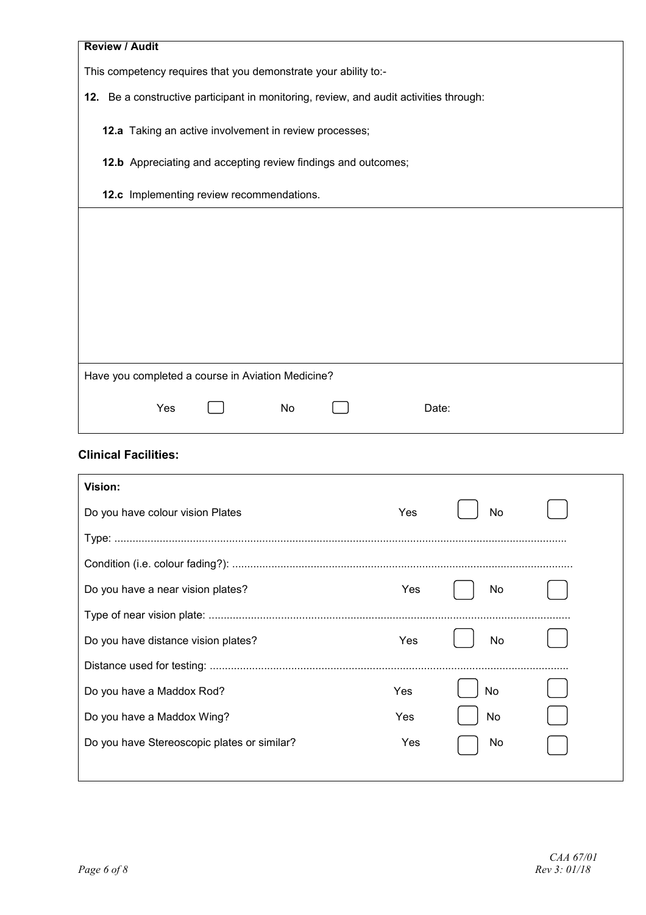**Review / Audit**

This competency requires that you demonstrate your ability to:-

**12.** Be a constructive participant in monitoring, review, and audit activities through:

**12.a** Taking an active involvement in review processes;

**12.b** Appreciating and accepting review findings and outcomes;

**12.c** Implementing review recommendations.

Have you completed a course in Aviation Medicine?

Yes ☐ No ☐ Date:

## Clinical Facilities:

**Vision:**

Do you have colour vision Plates Yes ☐ No ☐

Type: ...................................................................................................................................

Condition (i.e. colour fading?): ...............................................................................................

Do you have a near vision plates? Yes ☐ No ☐

Type of near vision plate: ......................................................................................................

Do you have distance vision plates? Yes ☐ No ☐

Distance used for testing: .....................................................................................................

Do you have a Maddox Rod? Yes ☐ No ☐

Do you have a Maddox Wing? Yes ☐ No ☐

Do you have Stereoscopic plates or similar? Yes ☐ No ☐

CAA 67/01
Rev 3: 01/18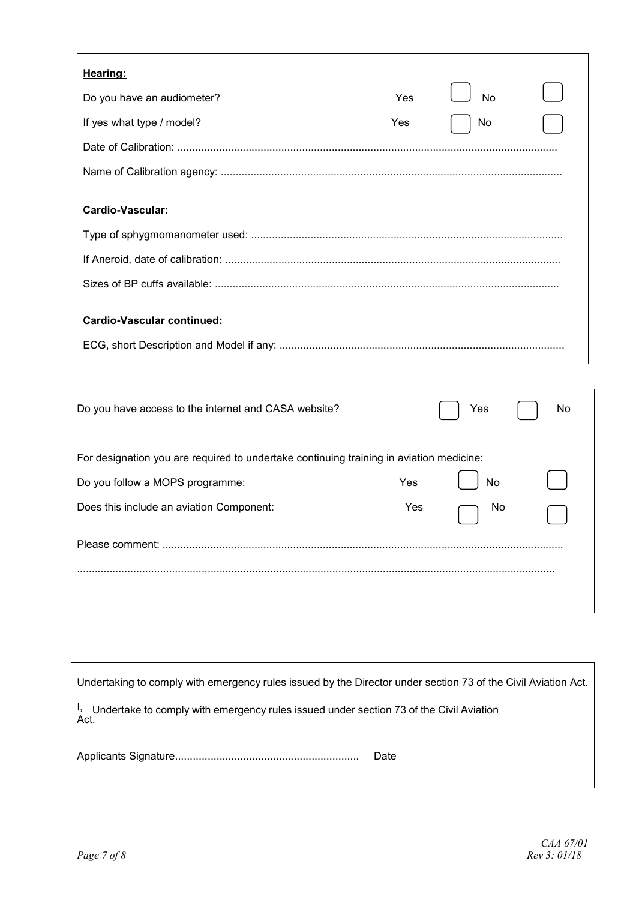**Hearing:**

Do you have an audiometer? Yes ☐ No ☐

If yes what type / model? Yes ☐ No ☐

Date of Calibration: ..........................................................................................................................

Name of Calibration agency: ..............................................................................................................

**Cardio-Vascular:**

Type of sphygmomanometer used: ......................................................................................................

If Aneroid, date of calibration: ..............................................................................................................

Sizes of BP cuffs available: .................................................................................................................

**Cardio-Vascular continued:**

ECG, short Description and Model if any: ..............................................................................................

---

Do you have access to the internet and CASA website? ☐ Yes ☐ No

For designation you are required to undertake continuing training in aviation medicine:

Do you follow a MOPS programme: Yes ☐ No ☐

Does this include an aviation Component: Yes ☐ No ☐

Please comment: ....................................................................................................................................

.............................................................................................................................................................

---

Undertaking to comply with emergency rules issued by the Director under section 73 of the Civil Aviation Act.

I, Undertake to comply with emergency rules issued under section 73 of the Civil Aviation Act.

Applicants Signature............................................................ Date

CAA 67/01
Rev 3: 01/18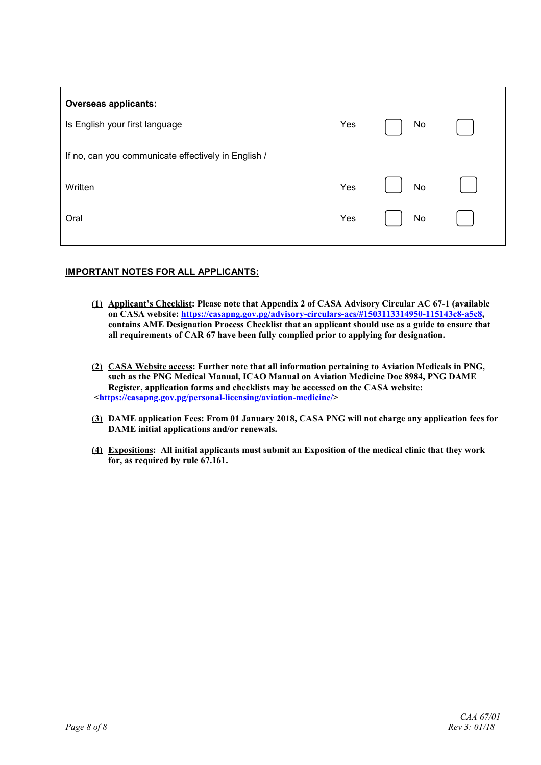**Overseas applicants:**

| | | | | |
|---|---|---|---|---|
| Is English your first language | Yes | ☐ | No | ☐ |
| If no, can you communicate effectively in English / | | | | |
| Written | Yes | ☐ | No | ☐ |
| Oral | Yes | ☐ | No | ☐ |

**IMPORTANT NOTES FOR ALL APPLICANTS:**

**(1) Applicant's Checklist: Please note that Appendix 2 of CASA Advisory Circular AC 67-1 (available on CASA website: [https://casapng.gov.pg/advisory-circulars-acs/#1503113314950-115143c8-a5c8](https://casapng.gov.pg/advisory-circulars-acs/#1503113314950-115143c8-a5c8), contains AME Designation Process Checklist that an applicant should use as a guide to ensure that all requirements of CAR 67 have been fully complied prior to applying for designation.**

**(2) CASA Website access: Further note that all information pertaining to Aviation Medicals in PNG, such as the PNG Medical Manual, ICAO Manual on Aviation Medicine Doc 8984, PNG DAME Register, application forms and checklists may be accessed on the CASA website: <[https://casapng.gov.pg/personal-licensing/aviation-medicine/](https://casapng.gov.pg/personal-licensing/aviation-medicine/)>**

**(3) DAME application Fees: From 01 January 2018, CASA PNG will not charge any application fees for DAME initial applications and/or renewals.**

**(4) Expositions: All initial applicants must submit an Exposition of the medical clinic that they work for, as required by rule 67.161.**

*CAA 67/01*
*Rev 3: 01/18*